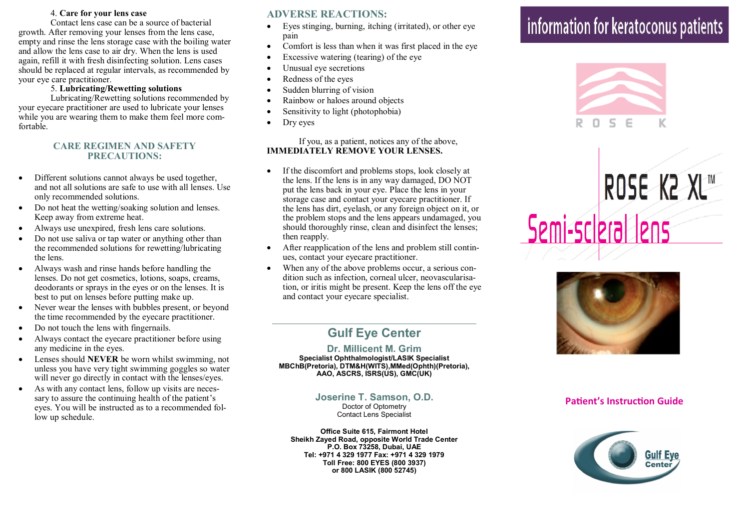4. **Care for your lens case**

Contact lens case can be a source of bacterial growth. After removing your lenses from the lens case, empty and rinse the lens storage case with the boiling water and allow the lens case to air dry. When the lens is used again, refill it with fresh disinfecting solution. Lens cases should be replaced at regular intervals, as recommended by your eye care practitioner.

5. **Lubricating/Rewetting solutions**

Lubricating/Rewetting solutions recommended by your eyecare practitioner are used to lubricate your lenses while you are wearing them to make them feel more comfortable.

## CARE REGIMEN AND SAFETY PRECAUTIONS:

- Different solutions cannot always be used together, and not all solutions are safe to use with all lenses. Use only recommended solutions.
- Do not heat the wetting/soaking solution and lenses. Keep away from extreme heat.
- Always use unexpired, fresh lens care solutions.
- Do not use saliva or tap water or anything other than the recommended solutions for rewetting/lubricating the lens.
- Always wash and rinse hands before handling the lenses. Do not get cosmetics, lotions, soaps, creams, deodorants or sprays in the eyes or on the lenses. It is best to put on lenses before putting make up.
- Never wear the lenses with bubbles present, or beyond the time recommended by the eyecare practitioner.
- Do not touch the lens with fingernails.
- Always contact the eyecare practitioner before using any medicine in the eyes.
- Lenses should **NEVER** be worn whilst swimming, not unless you have very tight swimming goggles so water will never go directly in contact with the lenses/eyes.
- As with any contact lens, follow up visits are necessary to assure the continuing health of the patient's eyes. You will be instructed as to a recommended follow up schedule.

## ADVERSE REACTIONS:

- Eyes stinging, burning, itching (irritated), or other eye pain
- Comfort is less than when it was first placed in the eye
- Excessive watering (tearing) of the eye
- Unusual eye secretions
- Redness of the eyes
- Sudden blurring of vision
- Rainbow or haloes around objects
- Sensitivity to light (photophobia)
- Dry eyes

If you, as a patient, notices any of the above, **IMMEDIATELY REMOVE YOUR LENSES.**

- If the discomfort and problems stops, look closely at the lens. If the lens is in any way damaged, DO NOT put the lens back in your eye. Place the lens in your storage case and contact your eyecare practitioner. If the lens has dirt, eyelash, or any foreign object on it, or the problem stops and the lens appears undamaged, you should thoroughly rinse, clean and disinfect the lenses; then reapply.
- After reapplication of the lens and problem still continues, contact your eyecare practitioner.
- When any of the above problems occur, a serious condition such as infection, corneal ulcer, neovascularisation, or iritis might be present. Keep the lens off the eye and contact your eyecare specialist.

---

## Gulf Eye Center

### Dr. Millicent M. Grim

**Specialist Ophthalmologist/LASIK Specialist**
**MBChB(Pretoria), DTM&H(WITS),MMed(Ophth)(Pretoria), AAO, ASCRS, ISRS(US), GMC(UK)**

### Joserine T. Samson, O.D.

Doctor of Optometry
Contact Lens Specialist

**Office Suite 615, Fairmont Hotel**
**Sheikh Zayed Road, opposite World Trade Center**
**P.O. Box 73258, Dubai, UAE**
**Tel: +971 4 329 1977 Fax: +971 4 329 1979**
**Toll Free: 800 EYES (800 3937)**
**or 800 LASIK (800 52745)**

# information for keratoconus patients

ROSE K

# ROSE K2 XL™

## Semi-scleral lens

**Patient's Instruction Guide**

Gulf Eye Center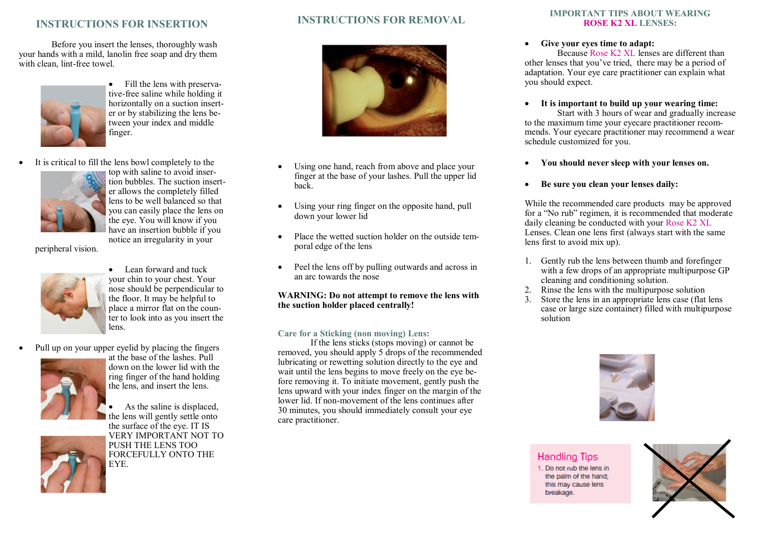## INSTRUCTIONS FOR INSERTION

Before you insert the lenses, thoroughly wash your hands with a mild, lanolin free soap and dry them with clean, lint-free towel.

- Fill the lens with preservative-free saline while holding it horizontally on a suction inserter or by stabilizing the lens between your index and middle finger.
- It is critical to fill the lens bowl completely to the top with saline to avoid insertion bubbles. The suction inserter allows the completely filled lens to be well balanced so that you can easily place the lens on the eye. You will know if you have an insertion bubble if you notice an irregularity in your peripheral vision.
- Lean forward and tuck your chin to your chest. Your nose should be perpendicular to the floor. It may be helpful to place a mirror flat on the counter to look into as you insert the lens.
- Pull up on your upper eyelid by placing the fingers at the base of the lashes. Pull down on the lower lid with the ring finger of the hand holding the lens, and insert the lens.
- As the saline is displaced, the lens will gently settle onto the surface of the eye. IT IS VERY IMPORTANT NOT TO PUSH THE LENS TOO FORCEFULLY ONTO THE EYE.

## INSTRUCTIONS FOR REMOVAL

- Using one hand, reach from above and place your finger at the base of your lashes. Pull the upper lid back.
- Using your ring finger on the opposite hand, pull down your lower lid
- Place the wetted suction holder on the outside temporal edge of the lens
- Peel the lens off by pulling outwards and across in an arc towards the nose

**WARNING: Do not attempt to remove the lens with the suction holder placed centrally!**

### Care for a Sticking (non moving) Lens:

If the lens sticks (stops moving) or cannot be removed, you should apply 5 drops of the recommended lubricating or rewetting solution directly to the eye and wait until the lens begins to move freely on the eye before removing it. To initiate movement, gently push the lens upward with your index finger on the margin of the lower lid. If non-movement of the lens continues after 30 minutes, you should immediately consult your eye care practitioner.

## IMPORTANT TIPS ABOUT WEARING ROSE K2 XL LENSES:

- **Give your eyes time to adapt:** Because Rose K2 XL lenses are different than other lenses that you've tried, there may be a period of adaptation. Your eye care practitioner can explain what you should expect.
- **It is important to build up your wearing time:** Start with 3 hours of wear and gradually increase to the maximum time your eyecare practitioner recommends. Your eyecare practitioner may recommend a wear schedule customized for you.
- **You should never sleep with your lenses on.**
- **Be sure you clean your lenses daily:**

While the recommended care products may be approved for a "No rub" regimen, it is recommended that moderate daily cleaning be conducted with your Rose K2 XL Lenses. Clean one lens first (always start with the same lens first to avoid mix up).

1. Gently rub the lens between thumb and forefinger with a few drops of an appropriate multipurpose GP cleaning and conditioning solution.
2. Rinse the lens with the multipurpose solution
3. Store the lens in an appropriate lens case (flat lens case or large size container) filled with multipurpose solution

### Handling Tips

1. Do not rub the lens in the palm of the hand; this may cause lens breakage.